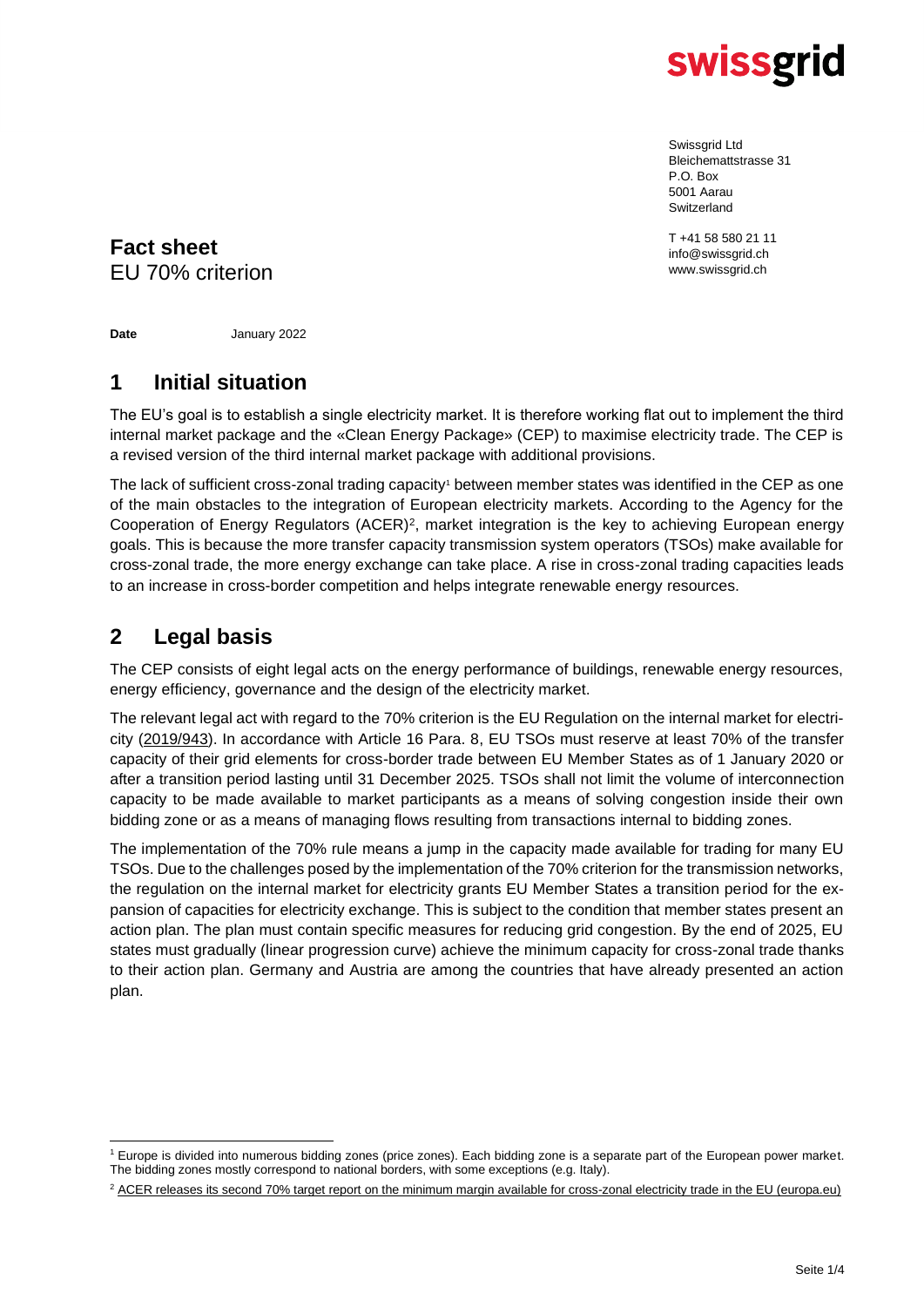swissgrid

Swissgrid Ltd
Bleichemattstrasse 31
P.O. Box
5001 Aarau
Switzerland

T +41 58 580 21 11
info@swissgrid.ch
www.swissgrid.ch

**Fact sheet**
EU 70% criterion

**Date** January 2022

## 1 Initial situation

The EU's goal is to establish a single electricity market. It is therefore working flat out to implement the third internal market package and the «Clean Energy Package» (CEP) to maximise electricity trade. The CEP is a revised version of the third internal market package with additional provisions.

The lack of sufficient cross-zonal trading capacity[1] between member states was identified in the CEP as one of the main obstacles to the integration of European electricity markets. According to the Agency for the Cooperation of Energy Regulators (ACER)[2], market integration is the key to achieving European energy goals. This is because the more transfer capacity transmission system operators (TSOs) make available for cross-zonal trade, the more energy exchange can take place. A rise in cross-zonal trading capacities leads to an increase in cross-border competition and helps integrate renewable energy resources.

## 2 Legal basis

The CEP consists of eight legal acts on the energy performance of buildings, renewable energy resources, energy efficiency, governance and the design of the electricity market.

The relevant legal act with regard to the 70% criterion is the EU Regulation on the internal market for electricity (2019/943). In accordance with Article 16 Para. 8, EU TSOs must reserve at least 70% of the transfer capacity of their grid elements for cross-border trade between EU Member States as of 1 January 2020 or after a transition period lasting until 31 December 2025. TSOs shall not limit the volume of interconnection capacity to be made available to market participants as a means of solving congestion inside their own bidding zone or as a means of managing flows resulting from transactions internal to bidding zones.

The implementation of the 70% rule means a jump in the capacity made available for trading for many EU TSOs. Due to the challenges posed by the implementation of the 70% criterion for the transmission networks, the regulation on the internal market for electricity grants EU Member States a transition period for the expansion of capacities for electricity exchange. This is subject to the condition that member states present an action plan. The plan must contain specific measures for reducing grid congestion. By the end of 2025, EU states must gradually (linear progression curve) achieve the minimum capacity for cross-zonal trade thanks to their action plan. Germany and Austria are among the countries that have already presented an action plan.

---

[1] Europe is divided into numerous bidding zones (price zones). Each bidding zone is a separate part of the European power market. The bidding zones mostly correspond to national borders, with some exceptions (e.g. Italy).

[2] ACER releases its second 70% target report on the minimum margin available for cross-zonal electricity trade in the EU (europa.eu)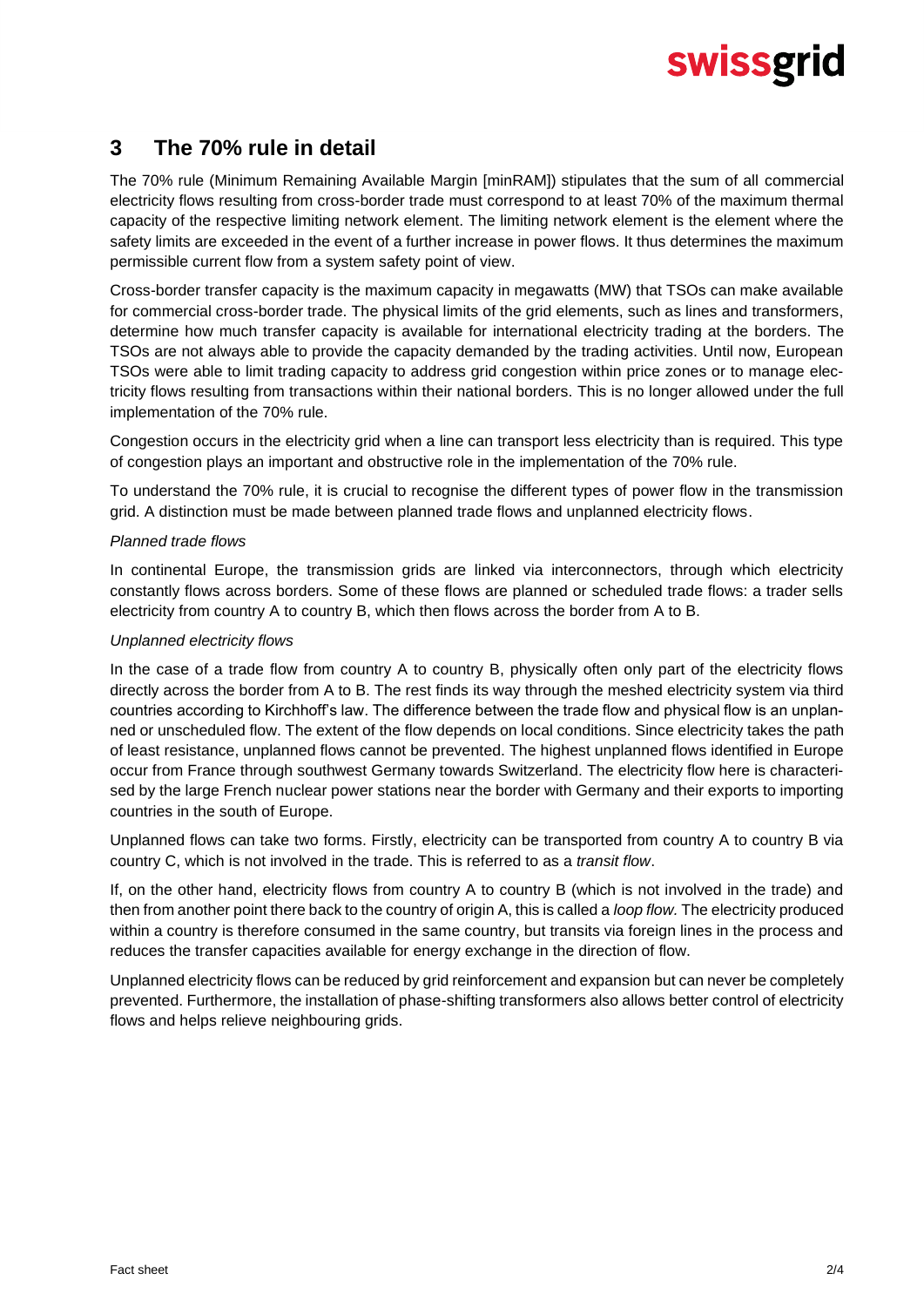## 3 The 70% rule in detail

The 70% rule (Minimum Remaining Available Margin [minRAM]) stipulates that the sum of all commercial electricity flows resulting from cross-border trade must correspond to at least 70% of the maximum thermal capacity of the respective limiting network element. The limiting network element is the element where the safety limits are exceeded in the event of a further increase in power flows. It thus determines the maximum permissible current flow from a system safety point of view.

Cross-border transfer capacity is the maximum capacity in megawatts (MW) that TSOs can make available for commercial cross-border trade. The physical limits of the grid elements, such as lines and transformers, determine how much transfer capacity is available for international electricity trading at the borders. The TSOs are not always able to provide the capacity demanded by the trading activities. Until now, European TSOs were able to limit trading capacity to address grid congestion within price zones or to manage electricity flows resulting from transactions within their national borders. This is no longer allowed under the full implementation of the 70% rule.

Congestion occurs in the electricity grid when a line can transport less electricity than is required. This type of congestion plays an important and obstructive role in the implementation of the 70% rule.

To understand the 70% rule, it is crucial to recognise the different types of power flow in the transmission grid. A distinction must be made between planned trade flows and unplanned electricity flows.

*Planned trade flows*

In continental Europe, the transmission grids are linked via interconnectors, through which electricity constantly flows across borders. Some of these flows are planned or scheduled trade flows: a trader sells electricity from country A to country B, which then flows across the border from A to B.

*Unplanned electricity flows*

In the case of a trade flow from country A to country B, physically often only part of the electricity flows directly across the border from A to B. The rest finds its way through the meshed electricity system via third countries according to Kirchhoff's law. The difference between the trade flow and physical flow is an unplanned or unscheduled flow. The extent of the flow depends on local conditions. Since electricity takes the path of least resistance, unplanned flows cannot be prevented. The highest unplanned flows identified in Europe occur from France through southwest Germany towards Switzerland. The electricity flow here is characterised by the large French nuclear power stations near the border with Germany and their exports to importing countries in the south of Europe.

Unplanned flows can take two forms. Firstly, electricity can be transported from country A to country B via country C, which is not involved in the trade. This is referred to as a *transit flow*.

If, on the other hand, electricity flows from country A to country B (which is not involved in the trade) and then from another point there back to the country of origin A, this is called a *loop flow.* The electricity produced within a country is therefore consumed in the same country, but transits via foreign lines in the process and reduces the transfer capacities available for energy exchange in the direction of flow.

Unplanned electricity flows can be reduced by grid reinforcement and expansion but can never be completely prevented. Furthermore, the installation of phase-shifting transformers also allows better control of electricity flows and helps relieve neighbouring grids.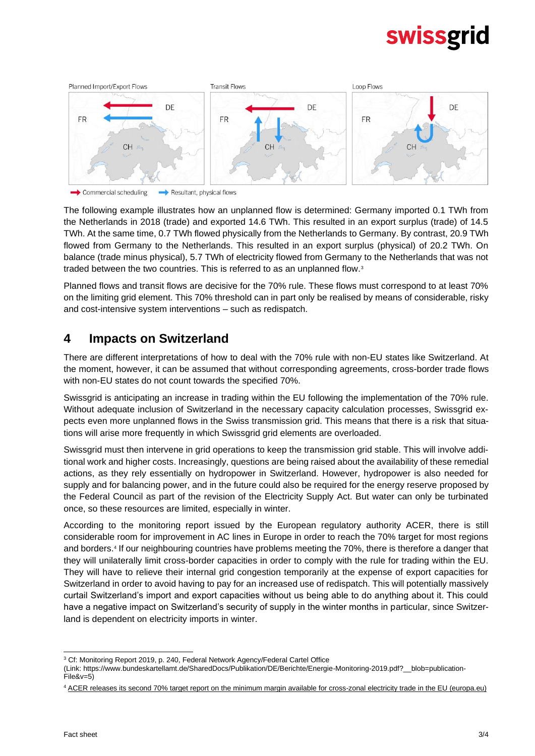Planned Import/Export Flows

Transit Flows

Loop Flows

Commercial scheduling — Resultant, physical flows

The following example illustrates how an unplanned flow is determined: Germany imported 0.1 TWh from the Netherlands in 2018 (trade) and exported 14.6 TWh. This resulted in an export surplus (trade) of 14.5 TWh. At the same time, 0.7 TWh flowed physically from the Netherlands to Germany. By contrast, 20.9 TWh flowed from Germany to the Netherlands. This resulted in an export surplus (physical) of 20.2 TWh. On balance (trade minus physical), 5.7 TWh of electricity flowed from Germany to the Netherlands that was not traded between the two countries. This is referred to as an unplanned flow.[3]

Planned flows and transit flows are decisive for the 70% rule. These flows must correspond to at least 70% on the limiting grid element. This 70% threshold can in part only be realised by means of considerable, risky and cost-intensive system interventions – such as redispatch.

## 4 Impacts on Switzerland

There are different interpretations of how to deal with the 70% rule with non-EU states like Switzerland. At the moment, however, it can be assumed that without corresponding agreements, cross-border trade flows with non-EU states do not count towards the specified 70%.

Swissgrid is anticipating an increase in trading within the EU following the implementation of the 70% rule. Without adequate inclusion of Switzerland in the necessary capacity calculation processes, Swissgrid expects even more unplanned flows in the Swiss transmission grid. This means that there is a risk that situations will arise more frequently in which Swissgrid grid elements are overloaded.

Swissgrid must then intervene in grid operations to keep the transmission grid stable. This will involve additional work and higher costs. Increasingly, questions are being raised about the availability of these remedial actions, as they rely essentially on hydropower in Switzerland. However, hydropower is also needed for supply and for balancing power, and in the future could also be required for the energy reserve proposed by the Federal Council as part of the revision of the Electricity Supply Act. But water can only be turbinated once, so these resources are limited, especially in winter.

According to the monitoring report issued by the European regulatory authority ACER, there is still considerable room for improvement in AC lines in Europe in order to reach the 70% target for most regions and borders.[4] If our neighbouring countries have problems meeting the 70%, there is therefore a danger that they will unilaterally limit cross-border capacities in order to comply with the rule for trading within the EU. They will have to relieve their internal grid congestion temporarily at the expense of export capacities for Switzerland in order to avoid having to pay for an increased use of redispatch. This will potentially massively curtail Switzerland's import and export capacities without us being able to do anything about it. This could have a negative impact on Switzerland's security of supply in the winter months in particular, since Switzerland is dependent on electricity imports in winter.

---

[3] Cf: Monitoring Report 2019, p. 240, Federal Network Agency/Federal Cartel Office (Link: https://www.bundeskartellamt.de/SharedDocs/Publikation/DE/Berichte/Energie-Monitoring-2019.pdf?__blob=publicationFile&v=5)

[4] ACER releases its second 70% target report on the minimum margin available for cross-zonal electricity trade in the EU (europa.eu)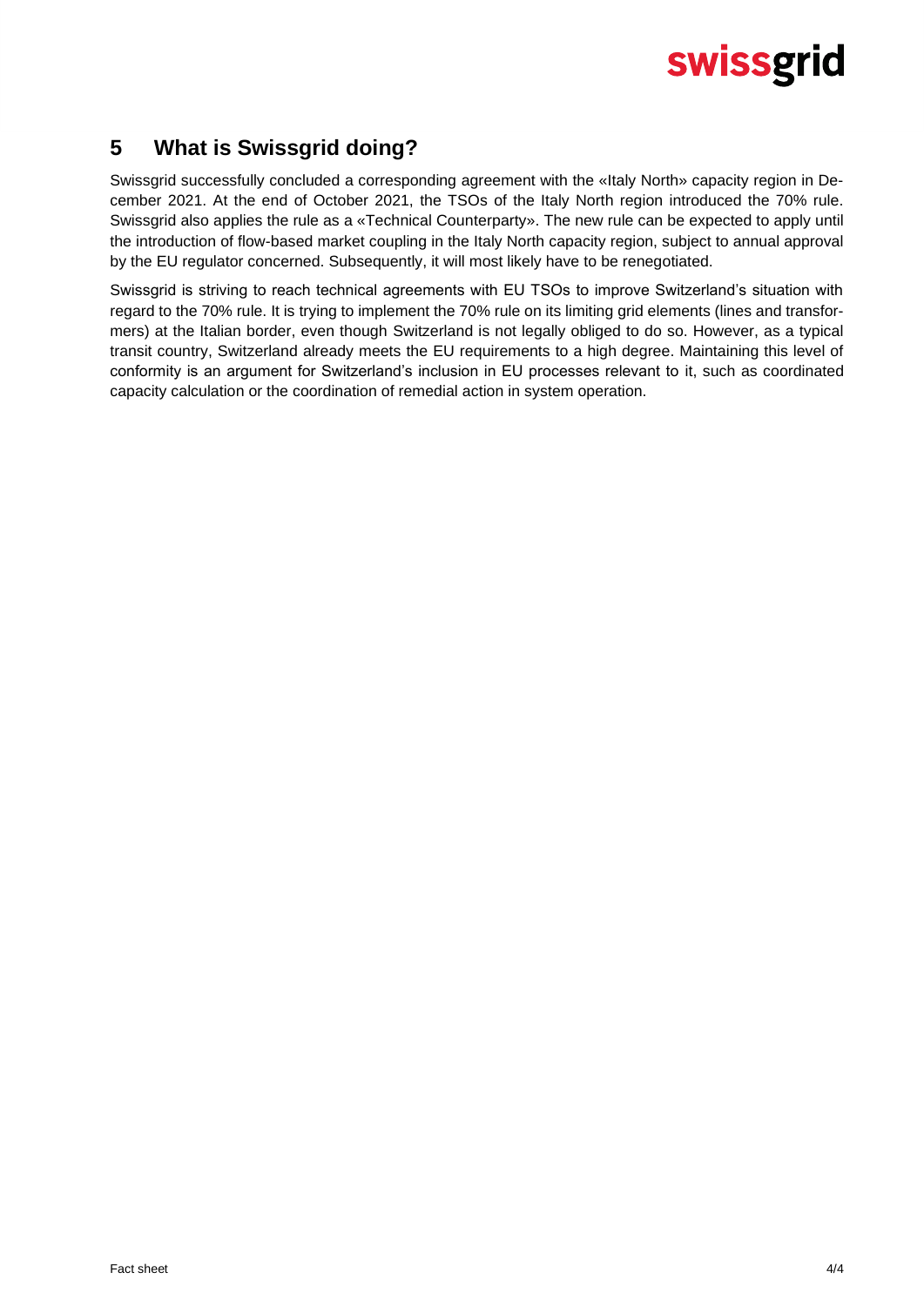## 5 What is Swissgrid doing?

Swissgrid successfully concluded a corresponding agreement with the «Italy North» capacity region in December 2021. At the end of October 2021, the TSOs of the Italy North region introduced the 70% rule. Swissgrid also applies the rule as a «Technical Counterparty». The new rule can be expected to apply until the introduction of flow-based market coupling in the Italy North capacity region, subject to annual approval by the EU regulator concerned. Subsequently, it will most likely have to be renegotiated.

Swissgrid is striving to reach technical agreements with EU TSOs to improve Switzerland's situation with regard to the 70% rule. It is trying to implement the 70% rule on its limiting grid elements (lines and transformers) at the Italian border, even though Switzerland is not legally obliged to do so. However, as a typical transit country, Switzerland already meets the EU requirements to a high degree. Maintaining this level of conformity is an argument for Switzerland's inclusion in EU processes relevant to it, such as coordinated capacity calculation or the coordination of remedial action in system operation.